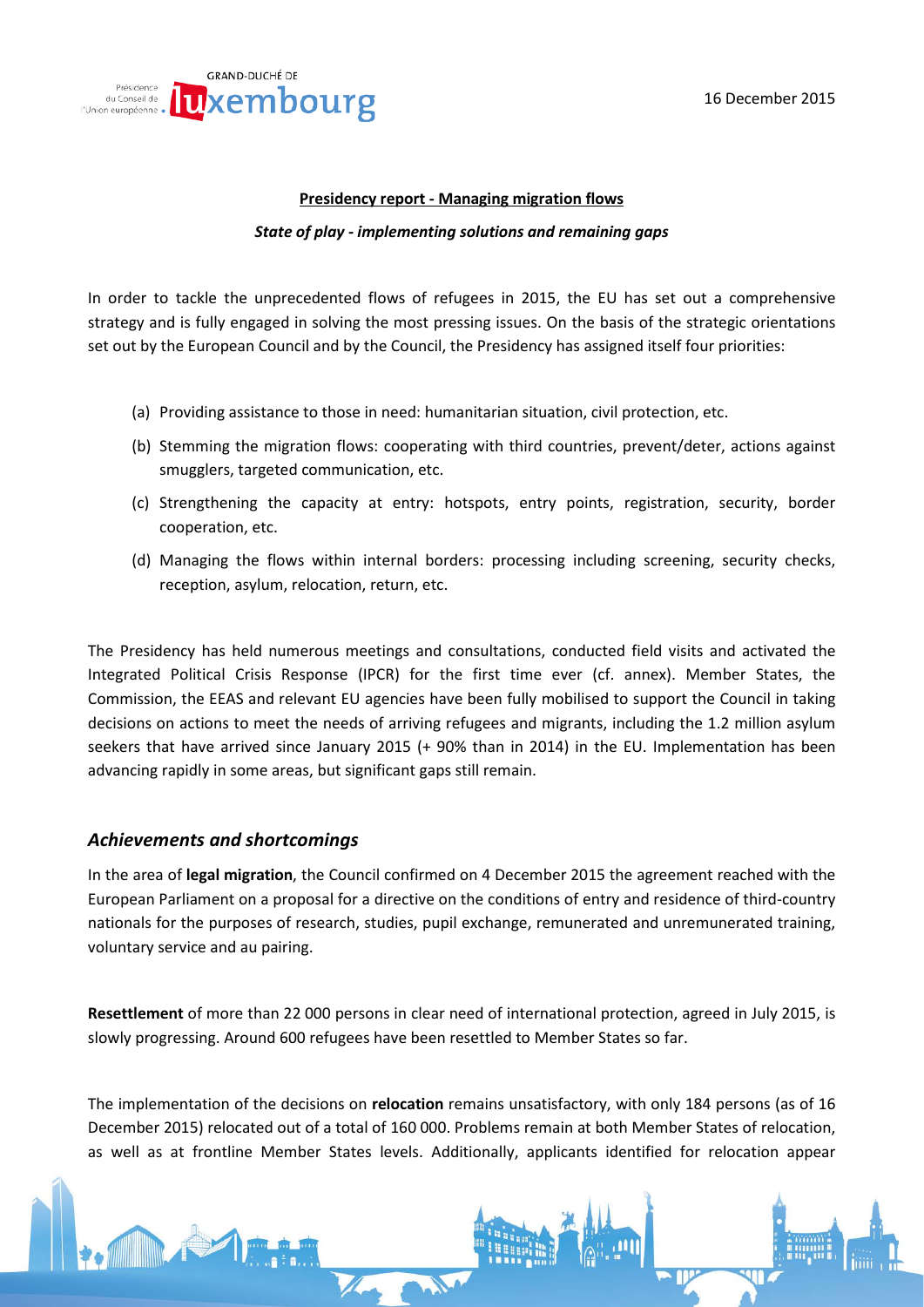16 December 2015

**Presidency report - Managing migration flows**

***State of play - implementing solutions and remaining gaps***

In order to tackle the unprecedented flows of refugees in 2015, the EU has set out a comprehensive strategy and is fully engaged in solving the most pressing issues. On the basis of the strategic orientations set out by the European Council and by the Council, the Presidency has assigned itself four priorities:

(a) Providing assistance to those in need: humanitarian situation, civil protection, etc.

(b) Stemming the migration flows: cooperating with third countries, prevent/deter, actions against smugglers, targeted communication, etc.

(c) Strengthening the capacity at entry: hotspots, entry points, registration, security, border cooperation, etc.

(d) Managing the flows within internal borders: processing including screening, security checks, reception, asylum, relocation, return, etc.

The Presidency has held numerous meetings and consultations, conducted field visits and activated the Integrated Political Crisis Response (IPCR) for the first time ever (cf. annex). Member States, the Commission, the EEAS and relevant EU agencies have been fully mobilised to support the Council in taking decisions on actions to meet the needs of arriving refugees and migrants, including the 1.2 million asylum seekers that have arrived since January 2015 (+ 90% than in 2014) in the EU. Implementation has been advancing rapidly in some areas, but significant gaps still remain.

## *Achievements and shortcomings*

In the area of **legal migration**, the Council confirmed on 4 December 2015 the agreement reached with the European Parliament on a proposal for a directive on the conditions of entry and residence of third-country nationals for the purposes of research, studies, pupil exchange, remunerated and unremunerated training, voluntary service and au pairing.

**Resettlement** of more than 22 000 persons in clear need of international protection, agreed in July 2015, is slowly progressing. Around 600 refugees have been resettled to Member States so far.

The implementation of the decisions on **relocation** remains unsatisfactory, with only 184 persons (as of 16 December 2015) relocated out of a total of 160 000. Problems remain at both Member States of relocation, as well as at frontline Member States levels. Additionally, applicants identified for relocation appear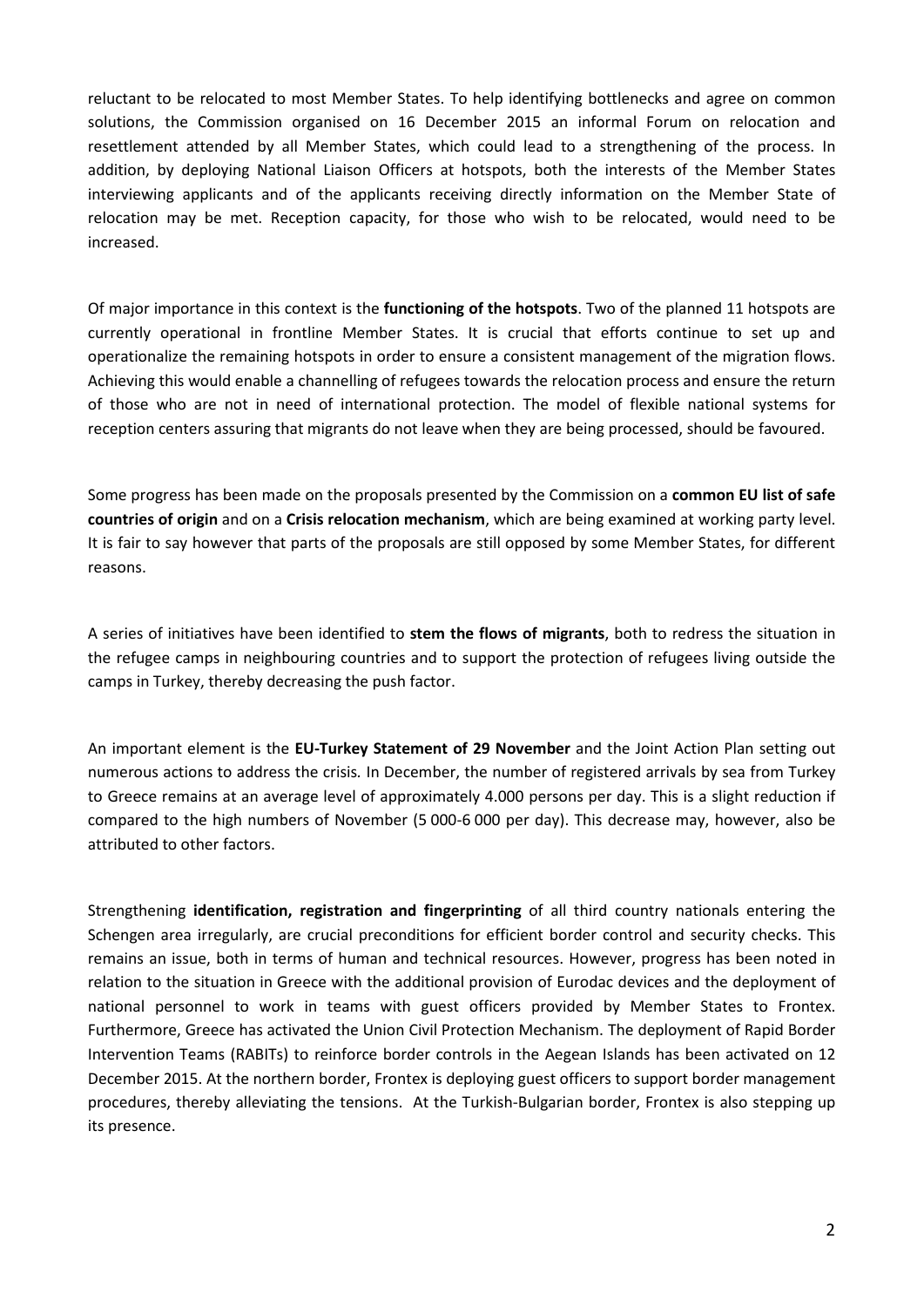reluctant to be relocated to most Member States. To help identifying bottlenecks and agree on common solutions, the Commission organised on 16 December 2015 an informal Forum on relocation and resettlement attended by all Member States, which could lead to a strengthening of the process. In addition, by deploying National Liaison Officers at hotspots, both the interests of the Member States interviewing applicants and of the applicants receiving directly information on the Member State of relocation may be met. Reception capacity, for those who wish to be relocated, would need to be increased.

Of major importance in this context is the **functioning of the hotspots**. Two of the planned 11 hotspots are currently operational in frontline Member States. It is crucial that efforts continue to set up and operationalize the remaining hotspots in order to ensure a consistent management of the migration flows. Achieving this would enable a channelling of refugees towards the relocation process and ensure the return of those who are not in need of international protection. The model of flexible national systems for reception centers assuring that migrants do not leave when they are being processed, should be favoured.

Some progress has been made on the proposals presented by the Commission on a **common EU list of safe countries of origin** and on a **Crisis relocation mechanism**, which are being examined at working party level. It is fair to say however that parts of the proposals are still opposed by some Member States, for different reasons.

A series of initiatives have been identified to **stem the flows of migrants**, both to redress the situation in the refugee camps in neighbouring countries and to support the protection of refugees living outside the camps in Turkey, thereby decreasing the push factor.

An important element is the **EU-Turkey Statement of 29 November** and the Joint Action Plan setting out numerous actions to address the crisis*.* In December, the number of registered arrivals by sea from Turkey to Greece remains at an average level of approximately 4.000 persons per day. This is a slight reduction if compared to the high numbers of November (5 000-6 000 per day). This decrease may, however, also be attributed to other factors.

Strengthening **identification, registration and fingerprinting** of all third country nationals entering the Schengen area irregularly, are crucial preconditions for efficient border control and security checks. This remains an issue, both in terms of human and technical resources. However, progress has been noted in relation to the situation in Greece with the additional provision of Eurodac devices and the deployment of national personnel to work in teams with guest officers provided by Member States to Frontex. Furthermore, Greece has activated the Union Civil Protection Mechanism. The deployment of Rapid Border Intervention Teams (RABITs) to reinforce border controls in the Aegean Islands has been activated on 12 December 2015. At the northern border, Frontex is deploying guest officers to support border management procedures, thereby alleviating the tensions. At the Turkish-Bulgarian border, Frontex is also stepping up its presence.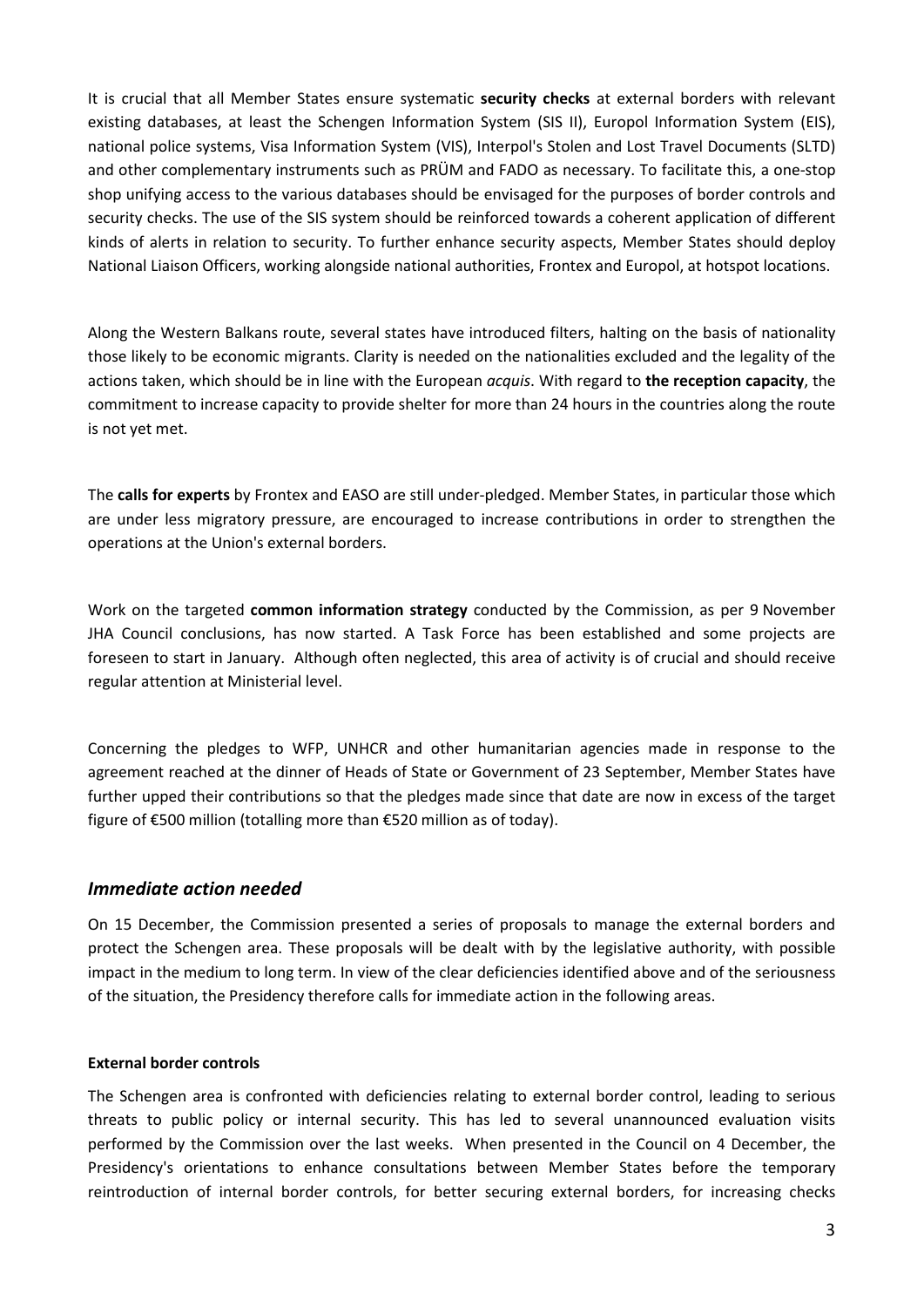It is crucial that all Member States ensure systematic **security checks** at external borders with relevant existing databases, at least the Schengen Information System (SIS II), Europol Information System (EIS), national police systems, Visa Information System (VIS), Interpol's Stolen and Lost Travel Documents (SLTD) and other complementary instruments such as PRÜM and FADO as necessary. To facilitate this, a one-stop shop unifying access to the various databases should be envisaged for the purposes of border controls and security checks. The use of the SIS system should be reinforced towards a coherent application of different kinds of alerts in relation to security. To further enhance security aspects, Member States should deploy National Liaison Officers, working alongside national authorities, Frontex and Europol, at hotspot locations.

Along the Western Balkans route, several states have introduced filters, halting on the basis of nationality those likely to be economic migrants. Clarity is needed on the nationalities excluded and the legality of the actions taken, which should be in line with the European *acquis*. With regard to **the reception capacity**, the commitment to increase capacity to provide shelter for more than 24 hours in the countries along the route is not yet met.

The **calls for experts** by Frontex and EASO are still under-pledged. Member States, in particular those which are under less migratory pressure, are encouraged to increase contributions in order to strengthen the operations at the Union's external borders.

Work on the targeted **common information strategy** conducted by the Commission, as per 9 November JHA Council conclusions, has now started. A Task Force has been established and some projects are foreseen to start in January. Although often neglected, this area of activity is of crucial and should receive regular attention at Ministerial level.

Concerning the pledges to WFP, UNHCR and other humanitarian agencies made in response to the agreement reached at the dinner of Heads of State or Government of 23 September, Member States have further upped their contributions so that the pledges made since that date are now in excess of the target figure of €500 million (totalling more than €520 million as of today).

## *Immediate action needed*

On 15 December, the Commission presented a series of proposals to manage the external borders and protect the Schengen area. These proposals will be dealt with by the legislative authority, with possible impact in the medium to long term. In view of the clear deficiencies identified above and of the seriousness of the situation, the Presidency therefore calls for immediate action in the following areas.

### External border controls

The Schengen area is confronted with deficiencies relating to external border control, leading to serious threats to public policy or internal security. This has led to several unannounced evaluation visits performed by the Commission over the last weeks. When presented in the Council on 4 December, the Presidency's orientations to enhance consultations between Member States before the temporary reintroduction of internal border controls, for better securing external borders, for increasing checks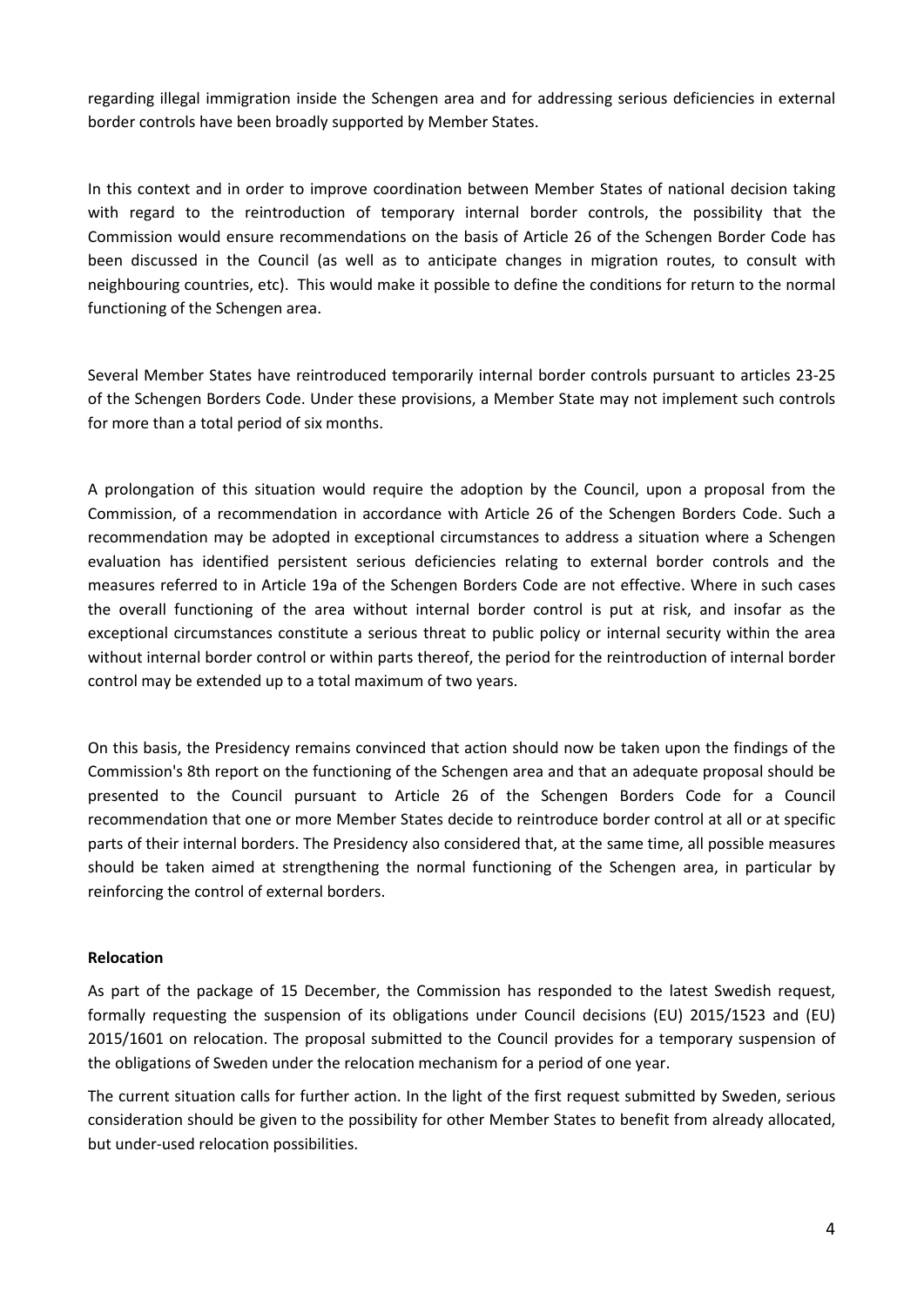regarding illegal immigration inside the Schengen area and for addressing serious deficiencies in external border controls have been broadly supported by Member States.

In this context and in order to improve coordination between Member States of national decision taking with regard to the reintroduction of temporary internal border controls, the possibility that the Commission would ensure recommendations on the basis of Article 26 of the Schengen Border Code has been discussed in the Council (as well as to anticipate changes in migration routes, to consult with neighbouring countries, etc). This would make it possible to define the conditions for return to the normal functioning of the Schengen area.

Several Member States have reintroduced temporarily internal border controls pursuant to articles 23-25 of the Schengen Borders Code. Under these provisions, a Member State may not implement such controls for more than a total period of six months.

A prolongation of this situation would require the adoption by the Council, upon a proposal from the Commission, of a recommendation in accordance with Article 26 of the Schengen Borders Code. Such a recommendation may be adopted in exceptional circumstances to address a situation where a Schengen evaluation has identified persistent serious deficiencies relating to external border controls and the measures referred to in Article 19a of the Schengen Borders Code are not effective. Where in such cases the overall functioning of the area without internal border control is put at risk, and insofar as the exceptional circumstances constitute a serious threat to public policy or internal security within the area without internal border control or within parts thereof, the period for the reintroduction of internal border control may be extended up to a total maximum of two years.

On this basis, the Presidency remains convinced that action should now be taken upon the findings of the Commission's 8th report on the functioning of the Schengen area and that an adequate proposal should be presented to the Council pursuant to Article 26 of the Schengen Borders Code for a Council recommendation that one or more Member States decide to reintroduce border control at all or at specific parts of their internal borders. The Presidency also considered that, at the same time, all possible measures should be taken aimed at strengthening the normal functioning of the Schengen area, in particular by reinforcing the control of external borders.

**Relocation**

As part of the package of 15 December, the Commission has responded to the latest Swedish request, formally requesting the suspension of its obligations under Council decisions (EU) 2015/1523 and (EU) 2015/1601 on relocation. The proposal submitted to the Council provides for a temporary suspension of the obligations of Sweden under the relocation mechanism for a period of one year.

The current situation calls for further action. In the light of the first request submitted by Sweden, serious consideration should be given to the possibility for other Member States to benefit from already allocated, but under-used relocation possibilities.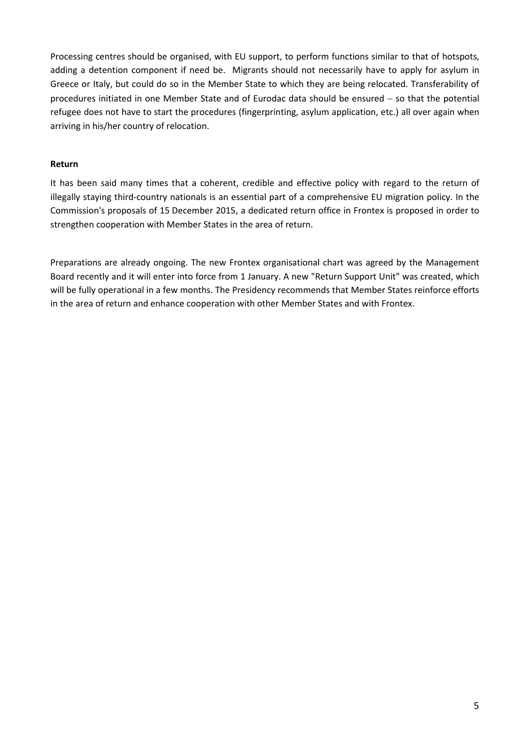Processing centres should be organised, with EU support, to perform functions similar to that of hotspots, adding a detention component if need be. Migrants should not necessarily have to apply for asylum in Greece or Italy, but could do so in the Member State to which they are being relocated. Transferability of procedures initiated in one Member State and of Eurodac data should be ensured – so that the potential refugee does not have to start the procedures (fingerprinting, asylum application, etc.) all over again when arriving in his/her country of relocation.

**Return**

It has been said many times that a coherent, credible and effective policy with regard to the return of illegally staying third-country nationals is an essential part of a comprehensive EU migration policy. In the Commission's proposals of 15 December 2015, a dedicated return office in Frontex is proposed in order to strengthen cooperation with Member States in the area of return.

Preparations are already ongoing. The new Frontex organisational chart was agreed by the Management Board recently and it will enter into force from 1 January. A new "Return Support Unit" was created, which will be fully operational in a few months. The Presidency recommends that Member States reinforce efforts in the area of return and enhance cooperation with other Member States and with Frontex.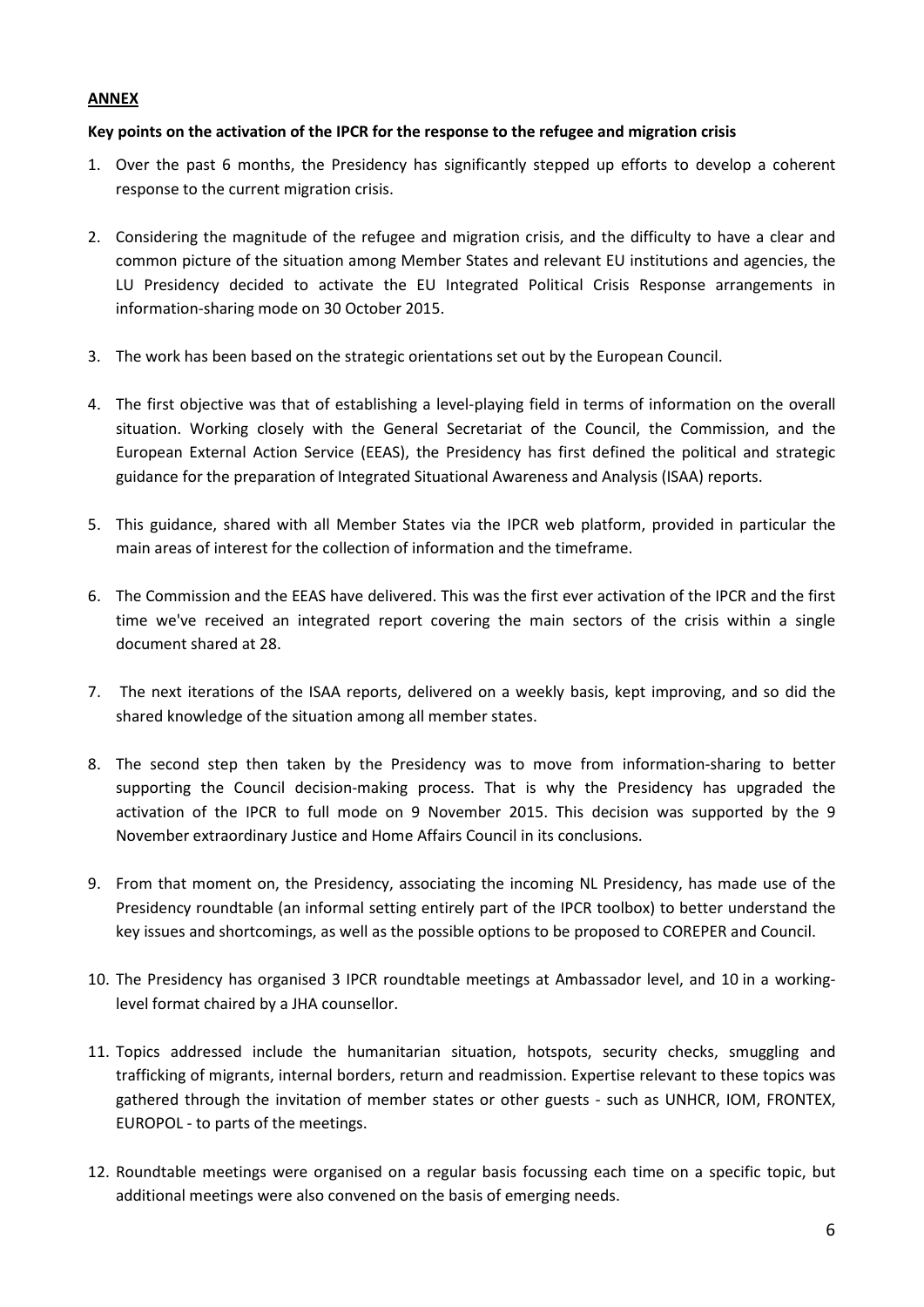**ANNEX**

**Key points on the activation of the IPCR for the response to the refugee and migration crisis**

1. Over the past 6 months, the Presidency has significantly stepped up efforts to develop a coherent response to the current migration crisis.

2. Considering the magnitude of the refugee and migration crisis, and the difficulty to have a clear and common picture of the situation among Member States and relevant EU institutions and agencies, the LU Presidency decided to activate the EU Integrated Political Crisis Response arrangements in information-sharing mode on 30 October 2015.

3. The work has been based on the strategic orientations set out by the European Council.

4. The first objective was that of establishing a level-playing field in terms of information on the overall situation. Working closely with the General Secretariat of the Council, the Commission, and the European External Action Service (EEAS), the Presidency has first defined the political and strategic guidance for the preparation of Integrated Situational Awareness and Analysis (ISAA) reports.

5. This guidance, shared with all Member States via the IPCR web platform, provided in particular the main areas of interest for the collection of information and the timeframe.

6. The Commission and the EEAS have delivered. This was the first ever activation of the IPCR and the first time we've received an integrated report covering the main sectors of the crisis within a single document shared at 28.

7. The next iterations of the ISAA reports, delivered on a weekly basis, kept improving, and so did the shared knowledge of the situation among all member states.

8. The second step then taken by the Presidency was to move from information-sharing to better supporting the Council decision-making process. That is why the Presidency has upgraded the activation of the IPCR to full mode on 9 November 2015. This decision was supported by the 9 November extraordinary Justice and Home Affairs Council in its conclusions.

9. From that moment on, the Presidency, associating the incoming NL Presidency, has made use of the Presidency roundtable (an informal setting entirely part of the IPCR toolbox) to better understand the key issues and shortcomings, as well as the possible options to be proposed to COREPER and Council.

10. The Presidency has organised 3 IPCR roundtable meetings at Ambassador level, and 10 in a working-level format chaired by a JHA counsellor.

11. Topics addressed include the humanitarian situation, hotspots, security checks, smuggling and trafficking of migrants, internal borders, return and readmission. Expertise relevant to these topics was gathered through the invitation of member states or other guests - such as UNHCR, IOM, FRONTEX, EUROPOL - to parts of the meetings.

12. Roundtable meetings were organised on a regular basis focussing each time on a specific topic, but additional meetings were also convened on the basis of emerging needs.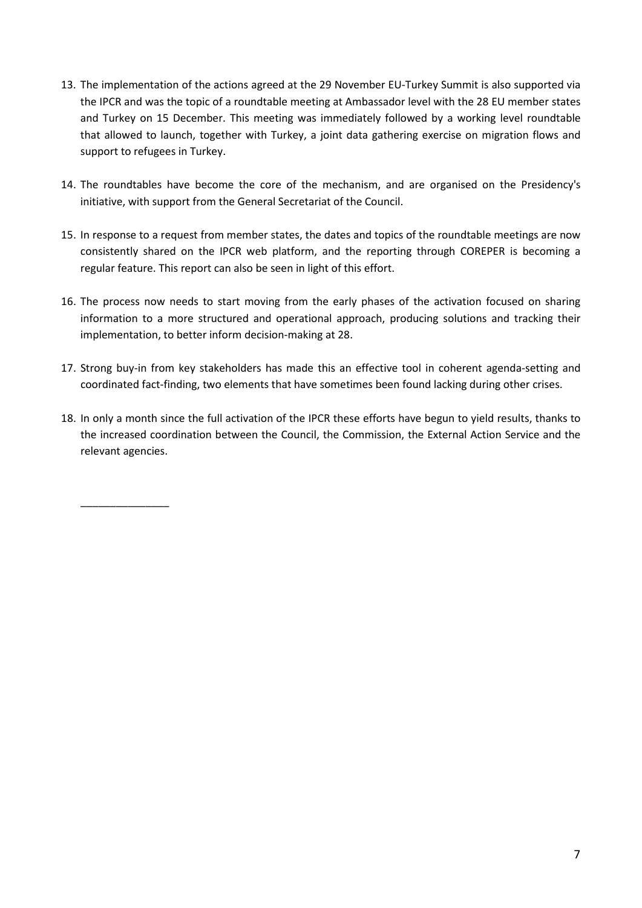13. The implementation of the actions agreed at the 29 November EU-Turkey Summit is also supported via the IPCR and was the topic of a roundtable meeting at Ambassador level with the 28 EU member states and Turkey on 15 December. This meeting was immediately followed by a working level roundtable that allowed to launch, together with Turkey, a joint data gathering exercise on migration flows and support to refugees in Turkey.

14. The roundtables have become the core of the mechanism, and are organised on the Presidency's initiative, with support from the General Secretariat of the Council.

15. In response to a request from member states, the dates and topics of the roundtable meetings are now consistently shared on the IPCR web platform, and the reporting through COREPER is becoming a regular feature. This report can also be seen in light of this effort.

16. The process now needs to start moving from the early phases of the activation focused on sharing information to a more structured and operational approach, producing solutions and tracking their implementation, to better inform decision-making at 28.

17. Strong buy-in from key stakeholders has made this an effective tool in coherent agenda-setting and coordinated fact-finding, two elements that have sometimes been found lacking during other crises.

18. In only a month since the full activation of the IPCR these efforts have begun to yield results, thanks to the increased coordination between the Council, the Commission, the External Action Service and the relevant agencies.

_______________